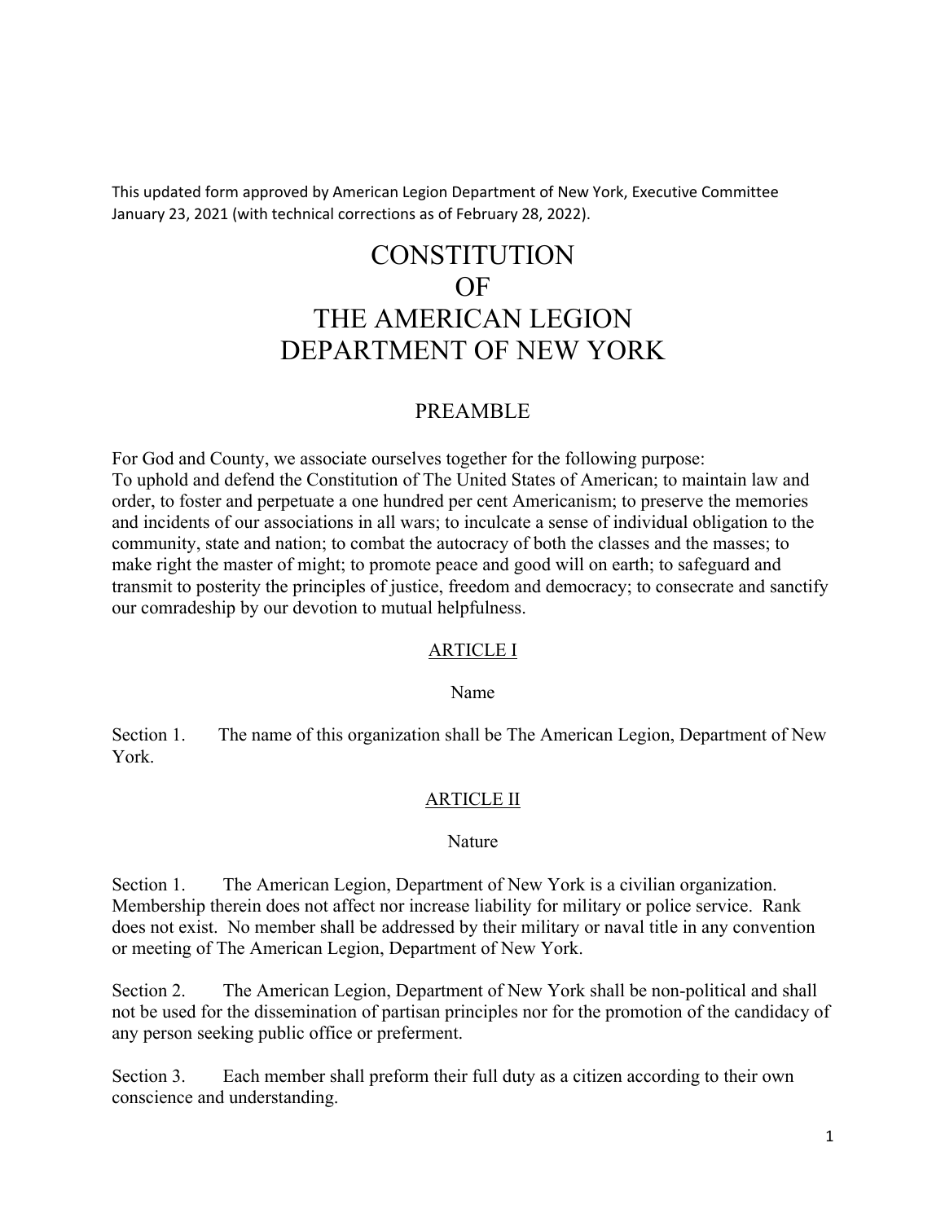This updated form approved by American Legion Department of New York, Executive Committee January 23, 2021 (with technical corrections as of February 28, 2022).

# CONSTITUTION
# OF
# THE AMERICAN LEGION
# DEPARTMENT OF NEW YORK

## PREAMBLE

For God and County, we associate ourselves together for the following purpose:
To uphold and defend the Constitution of The United States of American; to maintain law and order, to foster and perpetuate a one hundred per cent Americanism; to preserve the memories and incidents of our associations in all wars; to inculcate a sense of individual obligation to the community, state and nation; to combat the autocracy of both the classes and the masses; to make right the master of might; to promote peace and good will on earth; to safeguard and transmit to posterity the principles of justice, freedom and democracy; to consecrate and sanctify our comradeship by our devotion to mutual helpfulness.

## ARTICLE I

### Name

Section 1. The name of this organization shall be The American Legion, Department of New York.

## ARTICLE II

### Nature

Section 1. The American Legion, Department of New York is a civilian organization. Membership therein does not affect nor increase liability for military or police service. Rank does not exist. No member shall be addressed by their military or naval title in any convention or meeting of The American Legion, Department of New York.

Section 2. The American Legion, Department of New York shall be non-political and shall not be used for the dissemination of partisan principles nor for the promotion of the candidacy of any person seeking public office or preferment.

Section 3. Each member shall preform their full duty as a citizen according to their own conscience and understanding.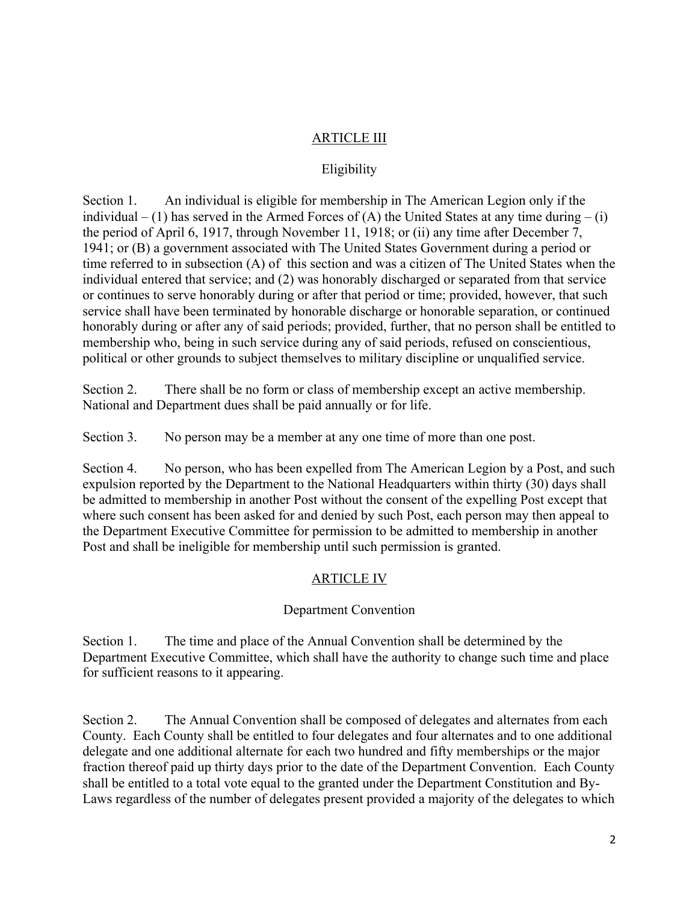## ARTICLE III

### Eligibility

Section 1. An individual is eligible for membership in The American Legion only if the individual – (1) has served in the Armed Forces of (A) the United States at any time during – (i) the period of April 6, 1917, through November 11, 1918; or (ii) any time after December 7, 1941; or (B) a government associated with The United States Government during a period or time referred to in subsection (A) of this section and was a citizen of The United States when the individual entered that service; and (2) was honorably discharged or separated from that service or continues to serve honorably during or after that period or time; provided, however, that such service shall have been terminated by honorable discharge or honorable separation, or continued honorably during or after any of said periods; provided, further, that no person shall be entitled to membership who, being in such service during any of said periods, refused on conscientious, political or other grounds to subject themselves to military discipline or unqualified service.

Section 2. There shall be no form or class of membership except an active membership. National and Department dues shall be paid annually or for life.

Section 3. No person may be a member at any one time of more than one post.

Section 4. No person, who has been expelled from The American Legion by a Post, and such expulsion reported by the Department to the National Headquarters within thirty (30) days shall be admitted to membership in another Post without the consent of the expelling Post except that where such consent has been asked for and denied by such Post, each person may then appeal to the Department Executive Committee for permission to be admitted to membership in another Post and shall be ineligible for membership until such permission is granted.

## ARTICLE IV

### Department Convention

Section 1. The time and place of the Annual Convention shall be determined by the Department Executive Committee, which shall have the authority to change such time and place for sufficient reasons to it appearing.

Section 2. The Annual Convention shall be composed of delegates and alternates from each County. Each County shall be entitled to four delegates and four alternates and to one additional delegate and one additional alternate for each two hundred and fifty memberships or the major fraction thereof paid up thirty days prior to the date of the Department Convention. Each County shall be entitled to a total vote equal to the granted under the Department Constitution and By-Laws regardless of the number of delegates present provided a majority of the delegates to which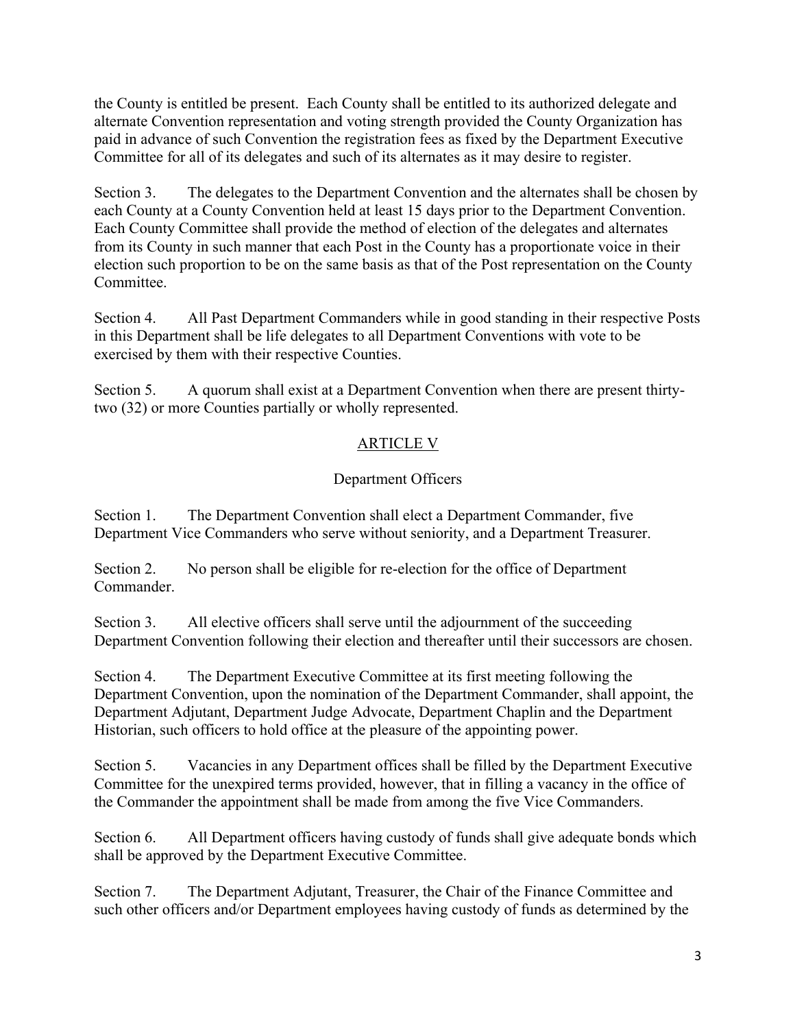the County is entitled be present. Each County shall be entitled to its authorized delegate and alternate Convention representation and voting strength provided the County Organization has paid in advance of such Convention the registration fees as fixed by the Department Executive Committee for all of its delegates and such of its alternates as it may desire to register.

Section 3. The delegates to the Department Convention and the alternates shall be chosen by each County at a County Convention held at least 15 days prior to the Department Convention. Each County Committee shall provide the method of election of the delegates and alternates from its County in such manner that each Post in the County has a proportionate voice in their election such proportion to be on the same basis as that of the Post representation on the County Committee.

Section 4. All Past Department Commanders while in good standing in their respective Posts in this Department shall be life delegates to all Department Conventions with vote to be exercised by them with their respective Counties.

Section 5. A quorum shall exist at a Department Convention when there are present thirty-two (32) or more Counties partially or wholly represented.

## ARTICLE V

### Department Officers

Section 1. The Department Convention shall elect a Department Commander, five Department Vice Commanders who serve without seniority, and a Department Treasurer.

Section 2. No person shall be eligible for re-election for the office of Department Commander.

Section 3. All elective officers shall serve until the adjournment of the succeeding Department Convention following their election and thereafter until their successors are chosen.

Section 4. The Department Executive Committee at its first meeting following the Department Convention, upon the nomination of the Department Commander, shall appoint, the Department Adjutant, Department Judge Advocate, Department Chaplin and the Department Historian, such officers to hold office at the pleasure of the appointing power.

Section 5. Vacancies in any Department offices shall be filled by the Department Executive Committee for the unexpired terms provided, however, that in filling a vacancy in the office of the Commander the appointment shall be made from among the five Vice Commanders.

Section 6. All Department officers having custody of funds shall give adequate bonds which shall be approved by the Department Executive Committee.

Section 7. The Department Adjutant, Treasurer, the Chair of the Finance Committee and such other officers and/or Department employees having custody of funds as determined by the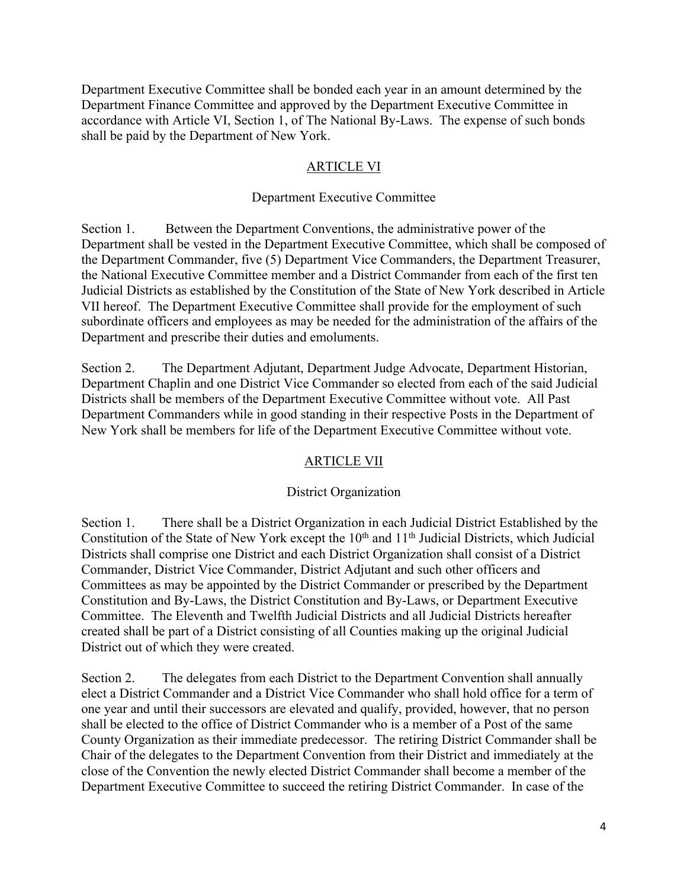Department Executive Committee shall be bonded each year in an amount determined by the Department Finance Committee and approved by the Department Executive Committee in accordance with Article VI, Section 1, of The National By-Laws. The expense of such bonds shall be paid by the Department of New York.

## ARTICLE VI

### Department Executive Committee

Section 1. Between the Department Conventions, the administrative power of the Department shall be vested in the Department Executive Committee, which shall be composed of the Department Commander, five (5) Department Vice Commanders, the Department Treasurer, the National Executive Committee member and a District Commander from each of the first ten Judicial Districts as established by the Constitution of the State of New York described in Article VII hereof. The Department Executive Committee shall provide for the employment of such subordinate officers and employees as may be needed for the administration of the affairs of the Department and prescribe their duties and emoluments.

Section 2. The Department Adjutant, Department Judge Advocate, Department Historian, Department Chaplin and one District Vice Commander so elected from each of the said Judicial Districts shall be members of the Department Executive Committee without vote. All Past Department Commanders while in good standing in their respective Posts in the Department of New York shall be members for life of the Department Executive Committee without vote.

## ARTICLE VII

### District Organization

Section 1. There shall be a District Organization in each Judicial District Established by the Constitution of the State of New York except the 10th and 11th Judicial Districts, which Judicial Districts shall comprise one District and each District Organization shall consist of a District Commander, District Vice Commander, District Adjutant and such other officers and Committees as may be appointed by the District Commander or prescribed by the Department Constitution and By-Laws, the District Constitution and By-Laws, or Department Executive Committee. The Eleventh and Twelfth Judicial Districts and all Judicial Districts hereafter created shall be part of a District consisting of all Counties making up the original Judicial District out of which they were created.

Section 2. The delegates from each District to the Department Convention shall annually elect a District Commander and a District Vice Commander who shall hold office for a term of one year and until their successors are elevated and qualify, provided, however, that no person shall be elected to the office of District Commander who is a member of a Post of the same County Organization as their immediate predecessor. The retiring District Commander shall be Chair of the delegates to the Department Convention from their District and immediately at the close of the Convention the newly elected District Commander shall become a member of the Department Executive Committee to succeed the retiring District Commander. In case of the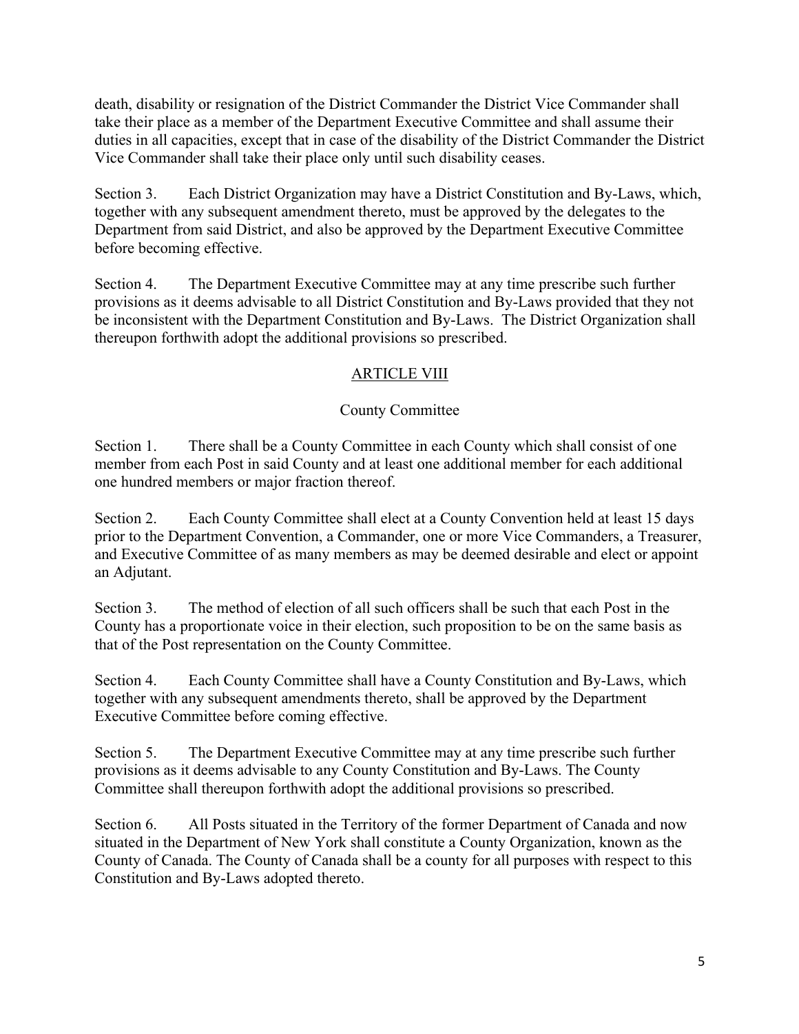death, disability or resignation of the District Commander the District Vice Commander shall take their place as a member of the Department Executive Committee and shall assume their duties in all capacities, except that in case of the disability of the District Commander the District Vice Commander shall take their place only until such disability ceases.

Section 3. Each District Organization may have a District Constitution and By-Laws, which, together with any subsequent amendment thereto, must be approved by the delegates to the Department from said District, and also be approved by the Department Executive Committee before becoming effective.

Section 4. The Department Executive Committee may at any time prescribe such further provisions as it deems advisable to all District Constitution and By-Laws provided that they not be inconsistent with the Department Constitution and By-Laws. The District Organization shall thereupon forthwith adopt the additional provisions so prescribed.

## ARTICLE VIII

### County Committee

Section 1. There shall be a County Committee in each County which shall consist of one member from each Post in said County and at least one additional member for each additional one hundred members or major fraction thereof.

Section 2. Each County Committee shall elect at a County Convention held at least 15 days prior to the Department Convention, a Commander, one or more Vice Commanders, a Treasurer, and Executive Committee of as many members as may be deemed desirable and elect or appoint an Adjutant.

Section 3. The method of election of all such officers shall be such that each Post in the County has a proportionate voice in their election, such proposition to be on the same basis as that of the Post representation on the County Committee.

Section 4. Each County Committee shall have a County Constitution and By-Laws, which together with any subsequent amendments thereto, shall be approved by the Department Executive Committee before coming effective.

Section 5. The Department Executive Committee may at any time prescribe such further provisions as it deems advisable to any County Constitution and By-Laws. The County Committee shall thereupon forthwith adopt the additional provisions so prescribed.

Section 6. All Posts situated in the Territory of the former Department of Canada and now situated in the Department of New York shall constitute a County Organization, known as the County of Canada. The County of Canada shall be a county for all purposes with respect to this Constitution and By-Laws adopted thereto.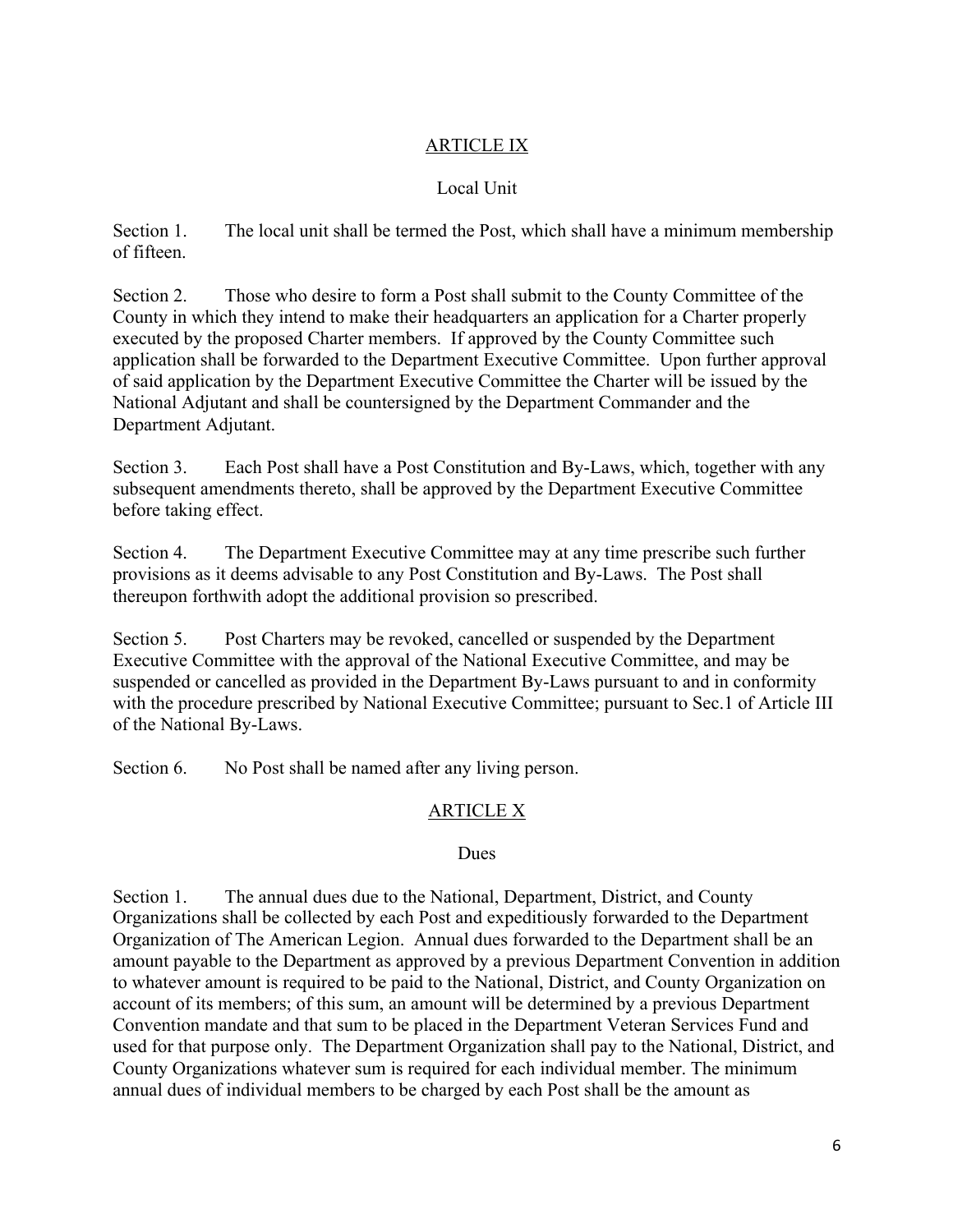## ARTICLE IX

### Local Unit

Section 1. The local unit shall be termed the Post, which shall have a minimum membership of fifteen.

Section 2. Those who desire to form a Post shall submit to the County Committee of the County in which they intend to make their headquarters an application for a Charter properly executed by the proposed Charter members. If approved by the County Committee such application shall be forwarded to the Department Executive Committee. Upon further approval of said application by the Department Executive Committee the Charter will be issued by the National Adjutant and shall be countersigned by the Department Commander and the Department Adjutant.

Section 3. Each Post shall have a Post Constitution and By-Laws, which, together with any subsequent amendments thereto, shall be approved by the Department Executive Committee before taking effect.

Section 4. The Department Executive Committee may at any time prescribe such further provisions as it deems advisable to any Post Constitution and By-Laws. The Post shall thereupon forthwith adopt the additional provision so prescribed.

Section 5. Post Charters may be revoked, cancelled or suspended by the Department Executive Committee with the approval of the National Executive Committee, and may be suspended or cancelled as provided in the Department By-Laws pursuant to and in conformity with the procedure prescribed by National Executive Committee; pursuant to Sec.1 of Article III of the National By-Laws.

Section 6. No Post shall be named after any living person.

## ARTICLE X

### Dues

Section 1. The annual dues due to the National, Department, District, and County Organizations shall be collected by each Post and expeditiously forwarded to the Department Organization of The American Legion. Annual dues forwarded to the Department shall be an amount payable to the Department as approved by a previous Department Convention in addition to whatever amount is required to be paid to the National, District, and County Organization on account of its members; of this sum, an amount will be determined by a previous Department Convention mandate and that sum to be placed in the Department Veteran Services Fund and used for that purpose only. The Department Organization shall pay to the National, District, and County Organizations whatever sum is required for each individual member. The minimum annual dues of individual members to be charged by each Post shall be the amount as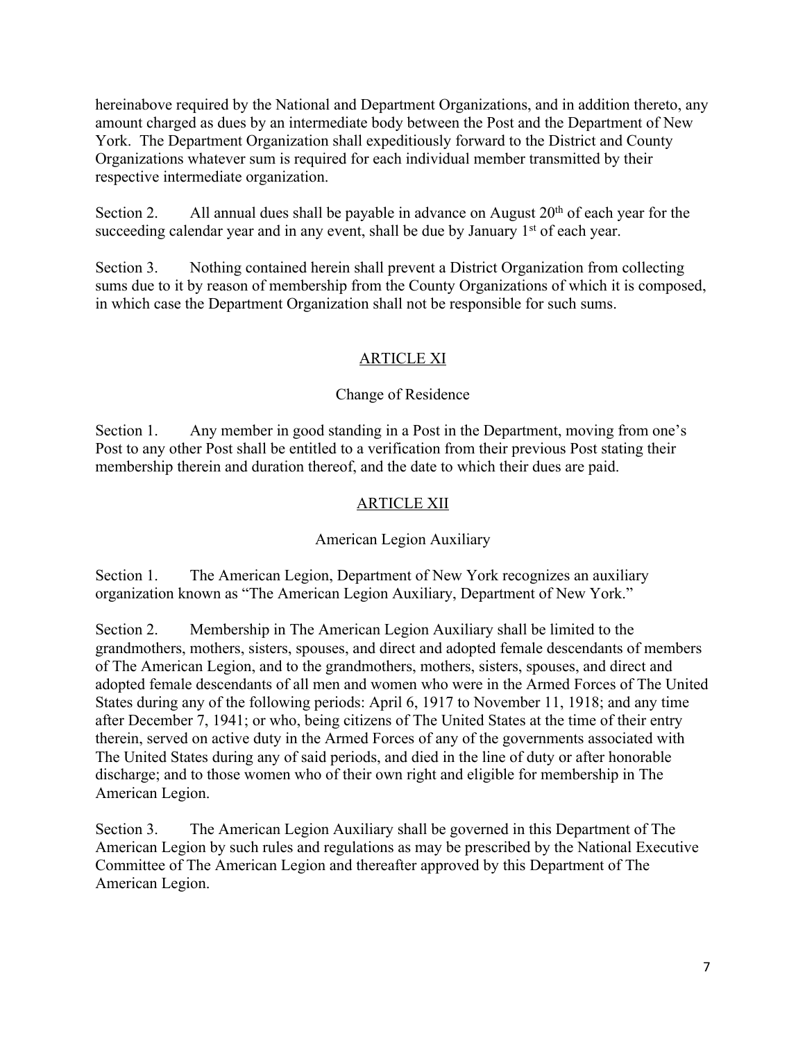hereinabove required by the National and Department Organizations, and in addition thereto, any amount charged as dues by an intermediate body between the Post and the Department of New York. The Department Organization shall expeditiously forward to the District and County Organizations whatever sum is required for each individual member transmitted by their respective intermediate organization.

Section 2. All annual dues shall be payable in advance on August 20th of each year for the succeeding calendar year and in any event, shall be due by January 1st of each year.

Section 3. Nothing contained herein shall prevent a District Organization from collecting sums due to it by reason of membership from the County Organizations of which it is composed, in which case the Department Organization shall not be responsible for such sums.

## ARTICLE XI

### Change of Residence

Section 1. Any member in good standing in a Post in the Department, moving from one's Post to any other Post shall be entitled to a verification from their previous Post stating their membership therein and duration thereof, and the date to which their dues are paid.

## ARTICLE XII

### American Legion Auxiliary

Section 1. The American Legion, Department of New York recognizes an auxiliary organization known as "The American Legion Auxiliary, Department of New York."

Section 2. Membership in The American Legion Auxiliary shall be limited to the grandmothers, mothers, sisters, spouses, and direct and adopted female descendants of members of The American Legion, and to the grandmothers, mothers, sisters, spouses, and direct and adopted female descendants of all men and women who were in the Armed Forces of The United States during any of the following periods: April 6, 1917 to November 11, 1918; and any time after December 7, 1941; or who, being citizens of The United States at the time of their entry therein, served on active duty in the Armed Forces of any of the governments associated with The United States during any of said periods, and died in the line of duty or after honorable discharge; and to those women who of their own right and eligible for membership in The American Legion.

Section 3. The American Legion Auxiliary shall be governed in this Department of The American Legion by such rules and regulations as may be prescribed by the National Executive Committee of The American Legion and thereafter approved by this Department of The American Legion.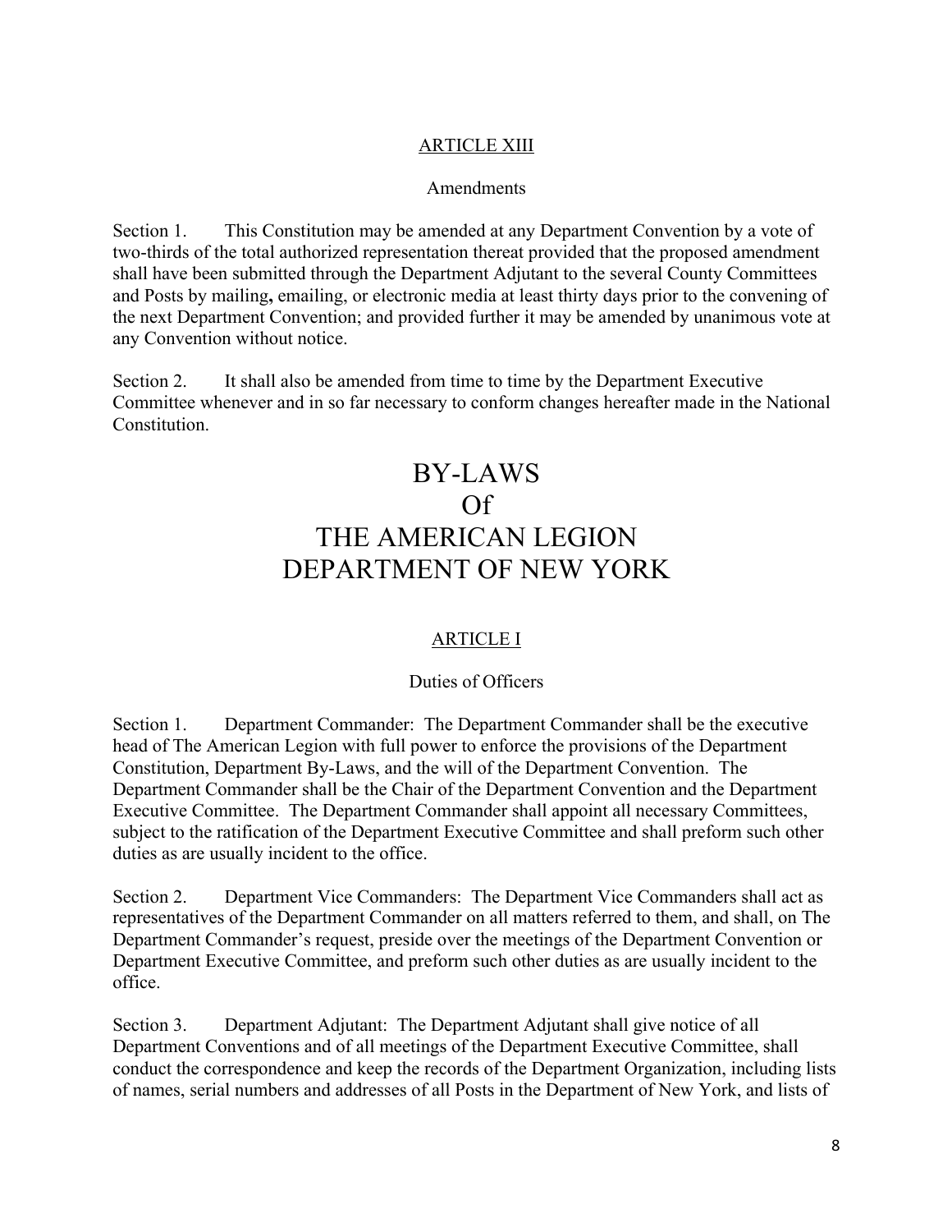## ARTICLE XIII

Amendments

Section 1. This Constitution may be amended at any Department Convention by a vote of two-thirds of the total authorized representation thereat provided that the proposed amendment shall have been submitted through the Department Adjutant to the several County Committees and Posts by mailing**,** emailing, or electronic media at least thirty days prior to the convening of the next Department Convention; and provided further it may be amended by unanimous vote at any Convention without notice.

Section 2. It shall also be amended from time to time by the Department Executive Committee whenever and in so far necessary to conform changes hereafter made in the National Constitution.

# BY-LAWS
# Of
# THE AMERICAN LEGION
# DEPARTMENT OF NEW YORK

## ARTICLE I

Duties of Officers

Section 1. Department Commander: The Department Commander shall be the executive head of The American Legion with full power to enforce the provisions of the Department Constitution, Department By-Laws, and the will of the Department Convention. The Department Commander shall be the Chair of the Department Convention and the Department Executive Committee. The Department Commander shall appoint all necessary Committees, subject to the ratification of the Department Executive Committee and shall preform such other duties as are usually incident to the office.

Section 2. Department Vice Commanders: The Department Vice Commanders shall act as representatives of the Department Commander on all matters referred to them, and shall, on The Department Commander's request, preside over the meetings of the Department Convention or Department Executive Committee, and preform such other duties as are usually incident to the office.

Section 3. Department Adjutant: The Department Adjutant shall give notice of all Department Conventions and of all meetings of the Department Executive Committee, shall conduct the correspondence and keep the records of the Department Organization, including lists of names, serial numbers and addresses of all Posts in the Department of New York, and lists of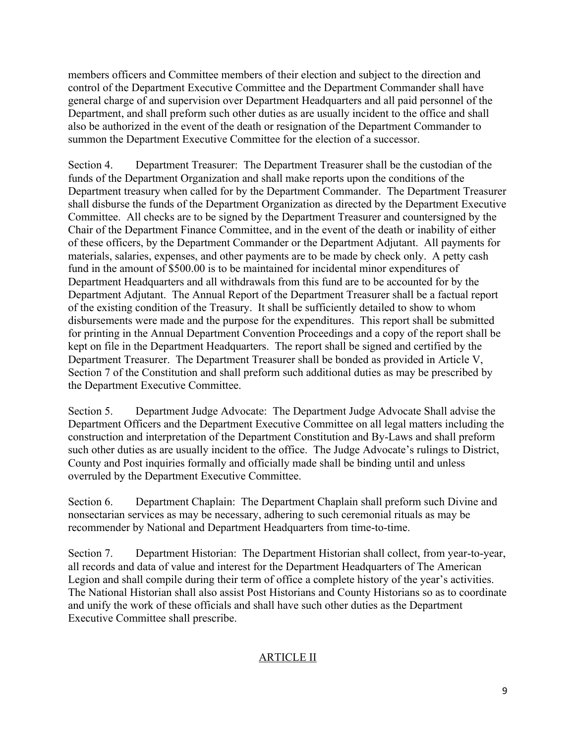members officers and Committee members of their election and subject to the direction and control of the Department Executive Committee and the Department Commander shall have general charge of and supervision over Department Headquarters and all paid personnel of the Department, and shall preform such other duties as are usually incident to the office and shall also be authorized in the event of the death or resignation of the Department Commander to summon the Department Executive Committee for the election of a successor.

Section 4. Department Treasurer: The Department Treasurer shall be the custodian of the funds of the Department Organization and shall make reports upon the conditions of the Department treasury when called for by the Department Commander. The Department Treasurer shall disburse the funds of the Department Organization as directed by the Department Executive Committee. All checks are to be signed by the Department Treasurer and countersigned by the Chair of the Department Finance Committee, and in the event of the death or inability of either of these officers, by the Department Commander or the Department Adjutant. All payments for materials, salaries, expenses, and other payments are to be made by check only. A petty cash fund in the amount of $500.00 is to be maintained for incidental minor expenditures of Department Headquarters and all withdrawals from this fund are to be accounted for by the Department Adjutant. The Annual Report of the Department Treasurer shall be a factual report of the existing condition of the Treasury. It shall be sufficiently detailed to show to whom disbursements were made and the purpose for the expenditures. This report shall be submitted for printing in the Annual Department Convention Proceedings and a copy of the report shall be kept on file in the Department Headquarters. The report shall be signed and certified by the Department Treasurer. The Department Treasurer shall be bonded as provided in Article V, Section 7 of the Constitution and shall preform such additional duties as may be prescribed by the Department Executive Committee.

Section 5. Department Judge Advocate: The Department Judge Advocate Shall advise the Department Officers and the Department Executive Committee on all legal matters including the construction and interpretation of the Department Constitution and By-Laws and shall preform such other duties as are usually incident to the office. The Judge Advocate's rulings to District, County and Post inquiries formally and officially made shall be binding until and unless overruled by the Department Executive Committee.

Section 6. Department Chaplain: The Department Chaplain shall preform such Divine and nonsectarian services as may be necessary, adhering to such ceremonial rituals as may be recommender by National and Department Headquarters from time-to-time.

Section 7. Department Historian: The Department Historian shall collect, from year-to-year, all records and data of value and interest for the Department Headquarters of The American Legion and shall compile during their term of office a complete history of the year's activities. The National Historian shall also assist Post Historians and County Historians so as to coordinate and unify the work of these officials and shall have such other duties as the Department Executive Committee shall prescribe.

## ARTICLE II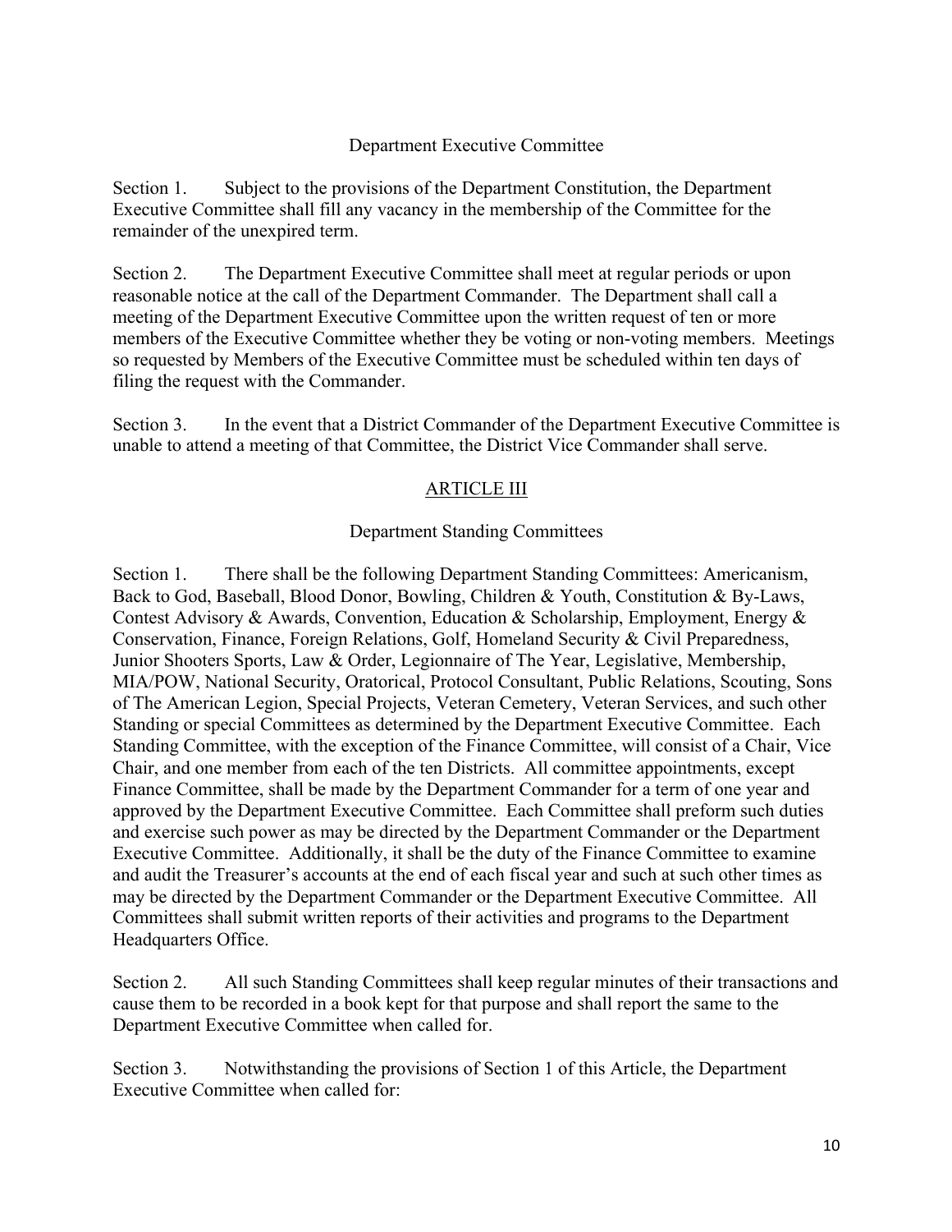## Department Executive Committee

Section 1. Subject to the provisions of the Department Constitution, the Department Executive Committee shall fill any vacancy in the membership of the Committee for the remainder of the unexpired term.

Section 2. The Department Executive Committee shall meet at regular periods or upon reasonable notice at the call of the Department Commander. The Department shall call a meeting of the Department Executive Committee upon the written request of ten or more members of the Executive Committee whether they be voting or non-voting members. Meetings so requested by Members of the Executive Committee must be scheduled within ten days of filing the request with the Commander.

Section 3. In the event that a District Commander of the Department Executive Committee is unable to attend a meeting of that Committee, the District Vice Commander shall serve.

# ARTICLE III

## Department Standing Committees

Section 1. There shall be the following Department Standing Committees: Americanism, Back to God, Baseball, Blood Donor, Bowling, Children & Youth, Constitution & By-Laws, Contest Advisory & Awards, Convention, Education & Scholarship, Employment, Energy & Conservation, Finance, Foreign Relations, Golf, Homeland Security & Civil Preparedness, Junior Shooters Sports, Law & Order, Legionnaire of The Year, Legislative, Membership, MIA/POW, National Security, Oratorical, Protocol Consultant, Public Relations, Scouting, Sons of The American Legion, Special Projects, Veteran Cemetery, Veteran Services, and such other Standing or special Committees as determined by the Department Executive Committee. Each Standing Committee, with the exception of the Finance Committee, will consist of a Chair, Vice Chair, and one member from each of the ten Districts. All committee appointments, except Finance Committee, shall be made by the Department Commander for a term of one year and approved by the Department Executive Committee. Each Committee shall preform such duties and exercise such power as may be directed by the Department Commander or the Department Executive Committee. Additionally, it shall be the duty of the Finance Committee to examine and audit the Treasurer's accounts at the end of each fiscal year and such at such other times as may be directed by the Department Commander or the Department Executive Committee. All Committees shall submit written reports of their activities and programs to the Department Headquarters Office.

Section 2. All such Standing Committees shall keep regular minutes of their transactions and cause them to be recorded in a book kept for that purpose and shall report the same to the Department Executive Committee when called for.

Section 3. Notwithstanding the provisions of Section 1 of this Article, the Department Executive Committee when called for: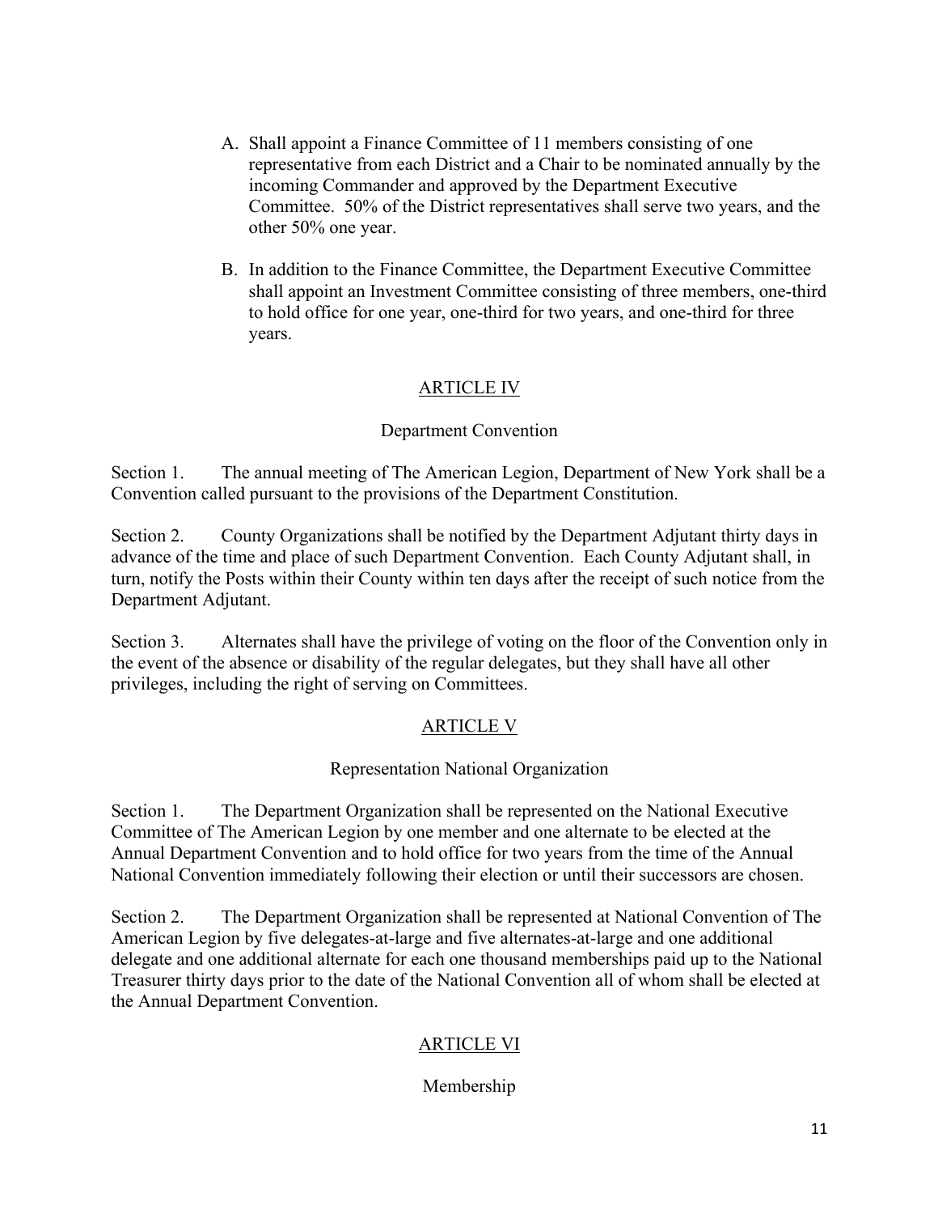A. Shall appoint a Finance Committee of 11 members consisting of one representative from each District and a Chair to be nominated annually by the incoming Commander and approved by the Department Executive Committee. 50% of the District representatives shall serve two years, and the other 50% one year.

B. In addition to the Finance Committee, the Department Executive Committee shall appoint an Investment Committee consisting of three members, one-third to hold office for one year, one-third for two years, and one-third for three years.

## ARTICLE IV

### Department Convention

Section 1. The annual meeting of The American Legion, Department of New York shall be a Convention called pursuant to the provisions of the Department Constitution.

Section 2. County Organizations shall be notified by the Department Adjutant thirty days in advance of the time and place of such Department Convention. Each County Adjutant shall, in turn, notify the Posts within their County within ten days after the receipt of such notice from the Department Adjutant.

Section 3. Alternates shall have the privilege of voting on the floor of the Convention only in the event of the absence or disability of the regular delegates, but they shall have all other privileges, including the right of serving on Committees.

## ARTICLE V

### Representation National Organization

Section 1. The Department Organization shall be represented on the National Executive Committee of The American Legion by one member and one alternate to be elected at the Annual Department Convention and to hold office for two years from the time of the Annual National Convention immediately following their election or until their successors are chosen.

Section 2. The Department Organization shall be represented at National Convention of The American Legion by five delegates-at-large and five alternates-at-large and one additional delegate and one additional alternate for each one thousand memberships paid up to the National Treasurer thirty days prior to the date of the National Convention all of whom shall be elected at the Annual Department Convention.

## ARTICLE VI

### Membership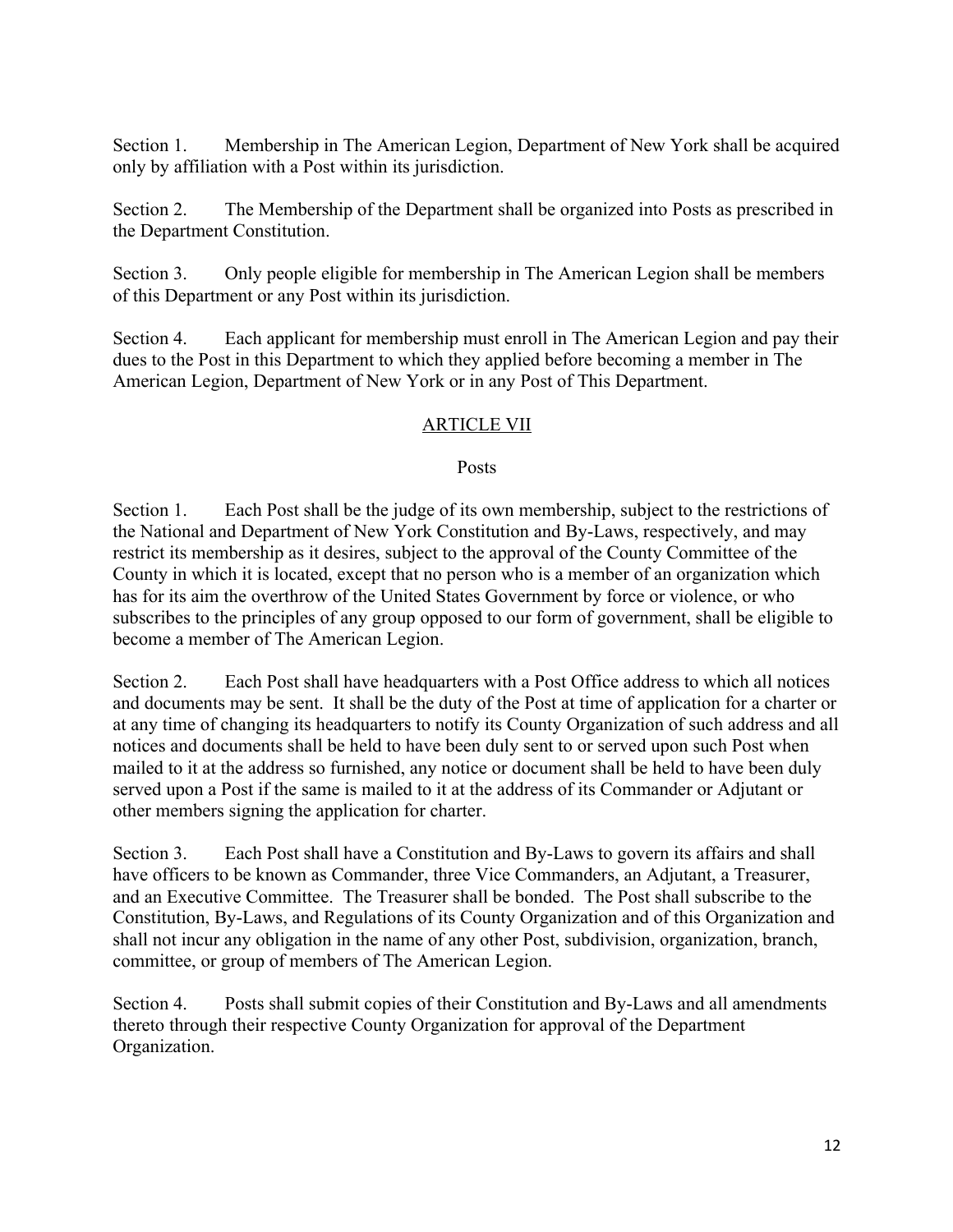Section 1. Membership in The American Legion, Department of New York shall be acquired only by affiliation with a Post within its jurisdiction.

Section 2. The Membership of the Department shall be organized into Posts as prescribed in the Department Constitution.

Section 3. Only people eligible for membership in The American Legion shall be members of this Department or any Post within its jurisdiction.

Section 4. Each applicant for membership must enroll in The American Legion and pay their dues to the Post in this Department to which they applied before becoming a member in The American Legion, Department of New York or in any Post of This Department.

## ARTICLE VII

### Posts

Section 1. Each Post shall be the judge of its own membership, subject to the restrictions of the National and Department of New York Constitution and By-Laws, respectively, and may restrict its membership as it desires, subject to the approval of the County Committee of the County in which it is located, except that no person who is a member of an organization which has for its aim the overthrow of the United States Government by force or violence, or who subscribes to the principles of any group opposed to our form of government, shall be eligible to become a member of The American Legion.

Section 2. Each Post shall have headquarters with a Post Office address to which all notices and documents may be sent. It shall be the duty of the Post at time of application for a charter or at any time of changing its headquarters to notify its County Organization of such address and all notices and documents shall be held to have been duly sent to or served upon such Post when mailed to it at the address so furnished, any notice or document shall be held to have been duly served upon a Post if the same is mailed to it at the address of its Commander or Adjutant or other members signing the application for charter.

Section 3. Each Post shall have a Constitution and By-Laws to govern its affairs and shall have officers to be known as Commander, three Vice Commanders, an Adjutant, a Treasurer, and an Executive Committee. The Treasurer shall be bonded. The Post shall subscribe to the Constitution, By-Laws, and Regulations of its County Organization and of this Organization and shall not incur any obligation in the name of any other Post, subdivision, organization, branch, committee, or group of members of The American Legion.

Section 4. Posts shall submit copies of their Constitution and By-Laws and all amendments thereto through their respective County Organization for approval of the Department Organization.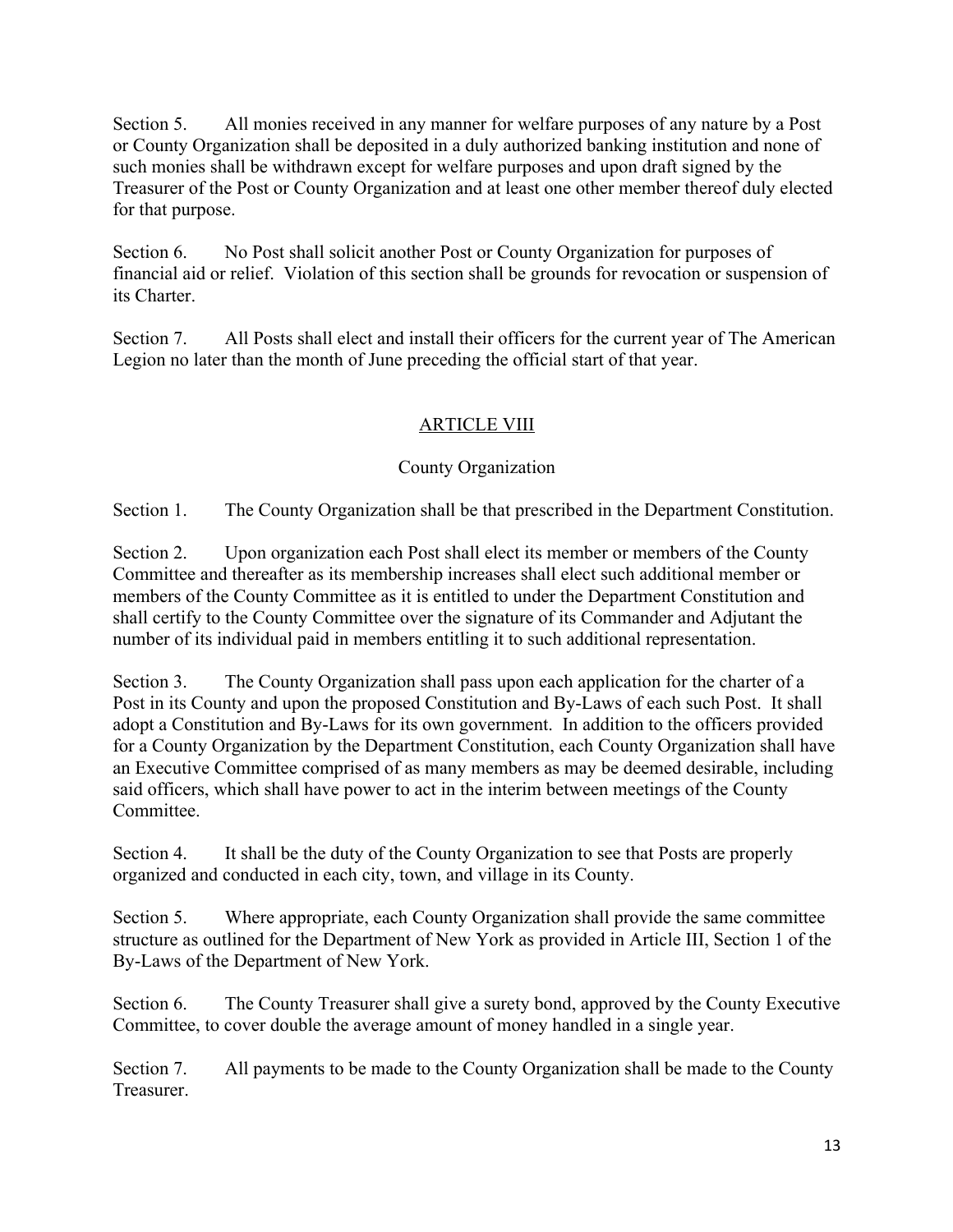Section 5. All monies received in any manner for welfare purposes of any nature by a Post or County Organization shall be deposited in a duly authorized banking institution and none of such monies shall be withdrawn except for welfare purposes and upon draft signed by the Treasurer of the Post or County Organization and at least one other member thereof duly elected for that purpose.

Section 6. No Post shall solicit another Post or County Organization for purposes of financial aid or relief. Violation of this section shall be grounds for revocation or suspension of its Charter.

Section 7. All Posts shall elect and install their officers for the current year of The American Legion no later than the month of June preceding the official start of that year.

## ARTICLE VIII

### County Organization

Section 1. The County Organization shall be that prescribed in the Department Constitution.

Section 2. Upon organization each Post shall elect its member or members of the County Committee and thereafter as its membership increases shall elect such additional member or members of the County Committee as it is entitled to under the Department Constitution and shall certify to the County Committee over the signature of its Commander and Adjutant the number of its individual paid in members entitling it to such additional representation.

Section 3. The County Organization shall pass upon each application for the charter of a Post in its County and upon the proposed Constitution and By-Laws of each such Post. It shall adopt a Constitution and By-Laws for its own government. In addition to the officers provided for a County Organization by the Department Constitution, each County Organization shall have an Executive Committee comprised of as many members as may be deemed desirable, including said officers, which shall have power to act in the interim between meetings of the County Committee.

Section 4. It shall be the duty of the County Organization to see that Posts are properly organized and conducted in each city, town, and village in its County.

Section 5. Where appropriate, each County Organization shall provide the same committee structure as outlined for the Department of New York as provided in Article III, Section 1 of the By-Laws of the Department of New York.

Section 6. The County Treasurer shall give a surety bond, approved by the County Executive Committee, to cover double the average amount of money handled in a single year.

Section 7. All payments to be made to the County Organization shall be made to the County Treasurer.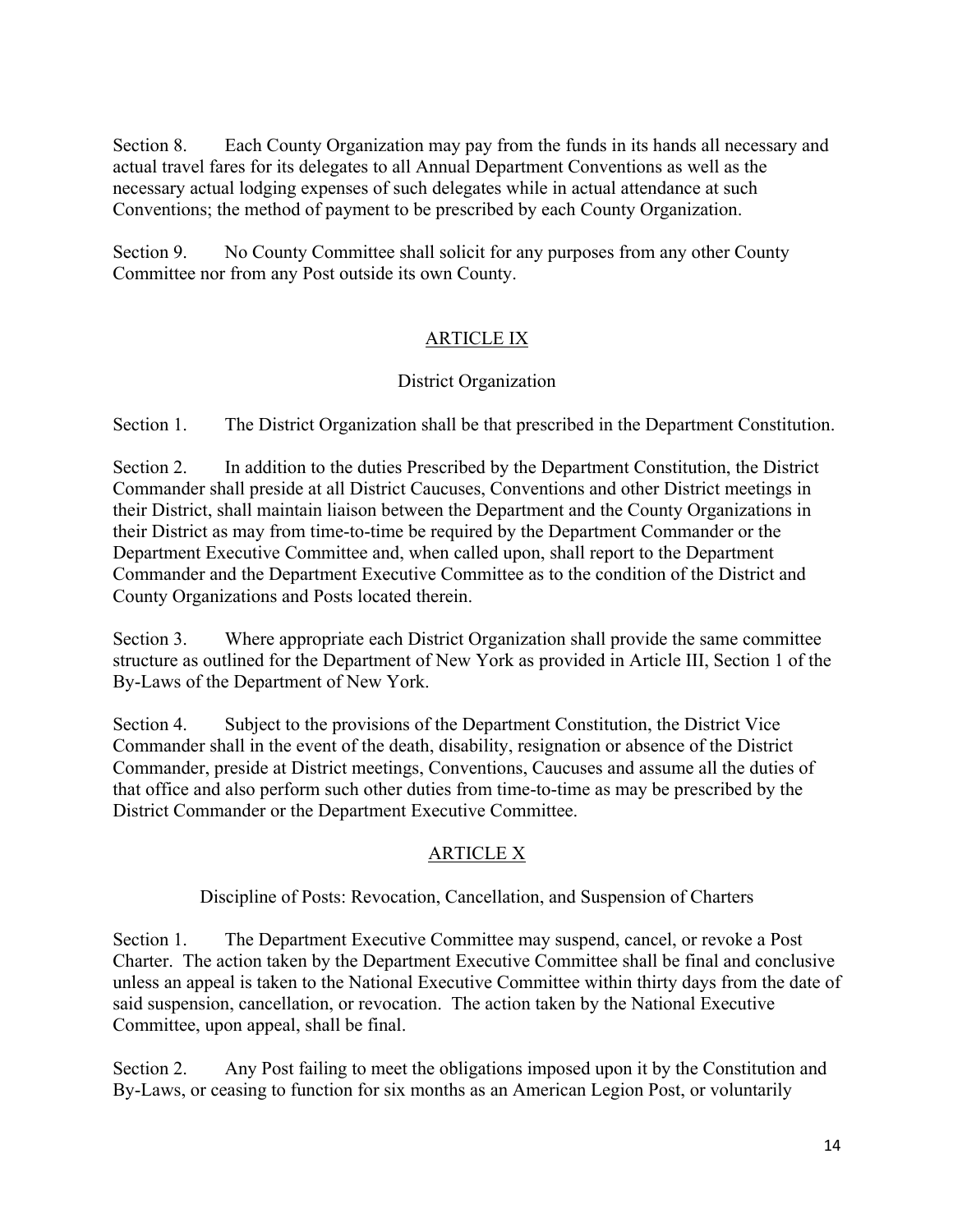Section 8. Each County Organization may pay from the funds in its hands all necessary and actual travel fares for its delegates to all Annual Department Conventions as well as the necessary actual lodging expenses of such delegates while in actual attendance at such Conventions; the method of payment to be prescribed by each County Organization.

Section 9. No County Committee shall solicit for any purposes from any other County Committee nor from any Post outside its own County.

## ARTICLE IX

### District Organization

Section 1. The District Organization shall be that prescribed in the Department Constitution.

Section 2. In addition to the duties Prescribed by the Department Constitution, the District Commander shall preside at all District Caucuses, Conventions and other District meetings in their District, shall maintain liaison between the Department and the County Organizations in their District as may from time-to-time be required by the Department Commander or the Department Executive Committee and, when called upon, shall report to the Department Commander and the Department Executive Committee as to the condition of the District and County Organizations and Posts located therein.

Section 3. Where appropriate each District Organization shall provide the same committee structure as outlined for the Department of New York as provided in Article III, Section 1 of the By-Laws of the Department of New York.

Section 4. Subject to the provisions of the Department Constitution, the District Vice Commander shall in the event of the death, disability, resignation or absence of the District Commander, preside at District meetings, Conventions, Caucuses and assume all the duties of that office and also perform such other duties from time-to-time as may be prescribed by the District Commander or the Department Executive Committee.

## ARTICLE X

### Discipline of Posts: Revocation, Cancellation, and Suspension of Charters

Section 1. The Department Executive Committee may suspend, cancel, or revoke a Post Charter. The action taken by the Department Executive Committee shall be final and conclusive unless an appeal is taken to the National Executive Committee within thirty days from the date of said suspension, cancellation, or revocation. The action taken by the National Executive Committee, upon appeal, shall be final.

Section 2. Any Post failing to meet the obligations imposed upon it by the Constitution and By-Laws, or ceasing to function for six months as an American Legion Post, or voluntarily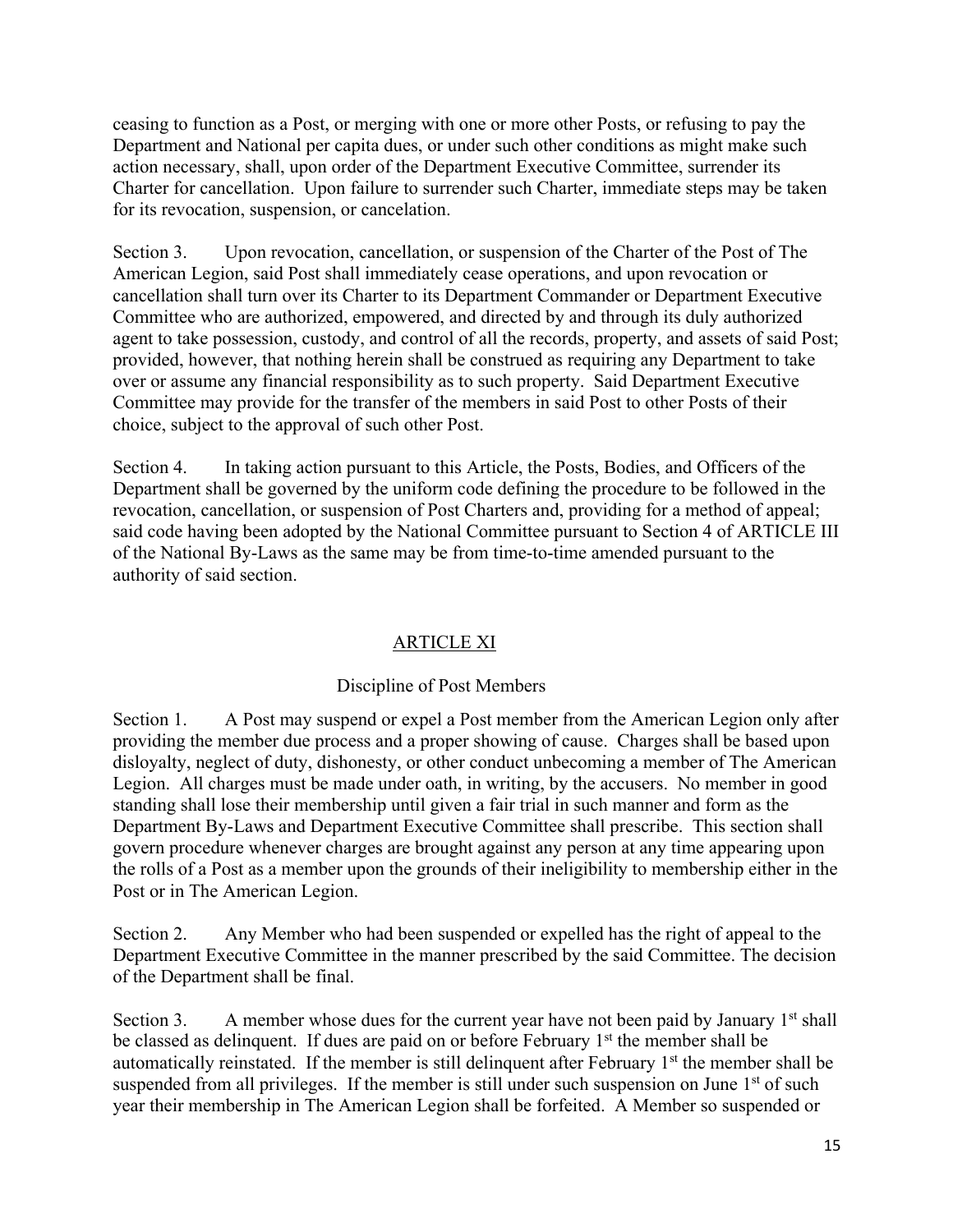ceasing to function as a Post, or merging with one or more other Posts, or refusing to pay the Department and National per capita dues, or under such other conditions as might make such action necessary, shall, upon order of the Department Executive Committee, surrender its Charter for cancellation. Upon failure to surrender such Charter, immediate steps may be taken for its revocation, suspension, or cancelation.

Section 3. Upon revocation, cancellation, or suspension of the Charter of the Post of The American Legion, said Post shall immediately cease operations, and upon revocation or cancellation shall turn over its Charter to its Department Commander or Department Executive Committee who are authorized, empowered, and directed by and through its duly authorized agent to take possession, custody, and control of all the records, property, and assets of said Post; provided, however, that nothing herein shall be construed as requiring any Department to take over or assume any financial responsibility as to such property. Said Department Executive Committee may provide for the transfer of the members in said Post to other Posts of their choice, subject to the approval of such other Post.

Section 4. In taking action pursuant to this Article, the Posts, Bodies, and Officers of the Department shall be governed by the uniform code defining the procedure to be followed in the revocation, cancellation, or suspension of Post Charters and, providing for a method of appeal; said code having been adopted by the National Committee pursuant to Section 4 of ARTICLE III of the National By-Laws as the same may be from time-to-time amended pursuant to the authority of said section.

## ARTICLE XI

### Discipline of Post Members

Section 1. A Post may suspend or expel a Post member from the American Legion only after providing the member due process and a proper showing of cause. Charges shall be based upon disloyalty, neglect of duty, dishonesty, or other conduct unbecoming a member of The American Legion. All charges must be made under oath, in writing, by the accusers. No member in good standing shall lose their membership until given a fair trial in such manner and form as the Department By-Laws and Department Executive Committee shall prescribe. This section shall govern procedure whenever charges are brought against any person at any time appearing upon the rolls of a Post as a member upon the grounds of their ineligibility to membership either in the Post or in The American Legion.

Section 2. Any Member who had been suspended or expelled has the right of appeal to the Department Executive Committee in the manner prescribed by the said Committee. The decision of the Department shall be final.

Section 3. A member whose dues for the current year have not been paid by January 1st shall be classed as delinquent. If dues are paid on or before February 1st the member shall be automatically reinstated. If the member is still delinquent after February 1st the member shall be suspended from all privileges. If the member is still under such suspension on June 1st of such year their membership in The American Legion shall be forfeited. A Member so suspended or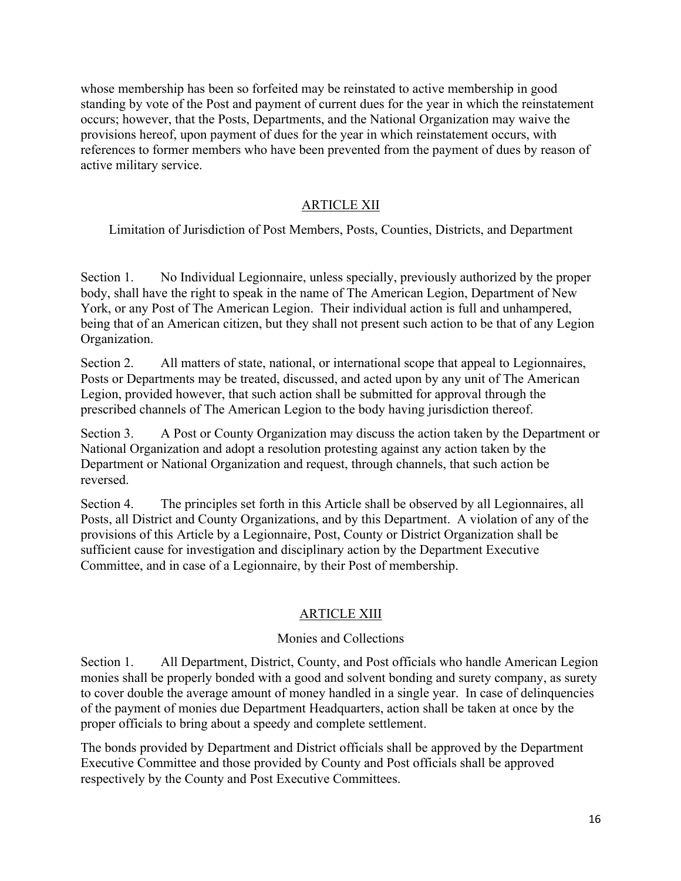whose membership has been so forfeited may be reinstated to active membership in good standing by vote of the Post and payment of current dues for the year in which the reinstatement occurs; however, that the Posts, Departments, and the National Organization may waive the provisions hereof, upon payment of dues for the year in which reinstatement occurs, with references to former members who have been prevented from the payment of dues by reason of active military service.

## ARTICLE XII

Limitation of Jurisdiction of Post Members, Posts, Counties, Districts, and Department

Section 1. No Individual Legionnaire, unless specially, previously authorized by the proper body, shall have the right to speak in the name of The American Legion, Department of New York, or any Post of The American Legion. Their individual action is full and unhampered, being that of an American citizen, but they shall not present such action to be that of any Legion Organization.

Section 2. All matters of state, national, or international scope that appeal to Legionnaires, Posts or Departments may be treated, discussed, and acted upon by any unit of The American Legion, provided however, that such action shall be submitted for approval through the prescribed channels of The American Legion to the body having jurisdiction thereof.

Section 3. A Post or County Organization may discuss the action taken by the Department or National Organization and adopt a resolution protesting against any action taken by the Department or National Organization and request, through channels, that such action be reversed.

Section 4. The principles set forth in this Article shall be observed by all Legionnaires, all Posts, all District and County Organizations, and by this Department. A violation of any of the provisions of this Article by a Legionnaire, Post, County or District Organization shall be sufficient cause for investigation and disciplinary action by the Department Executive Committee, and in case of a Legionnaire, by their Post of membership.

## ARTICLE XIII

Monies and Collections

Section 1. All Department, District, County, and Post officials who handle American Legion monies shall be properly bonded with a good and solvent bonding and surety company, as surety to cover double the average amount of money handled in a single year. In case of delinquencies of the payment of monies due Department Headquarters, action shall be taken at once by the proper officials to bring about a speedy and complete settlement.

The bonds provided by Department and District officials shall be approved by the Department Executive Committee and those provided by County and Post officials shall be approved respectively by the County and Post Executive Committees.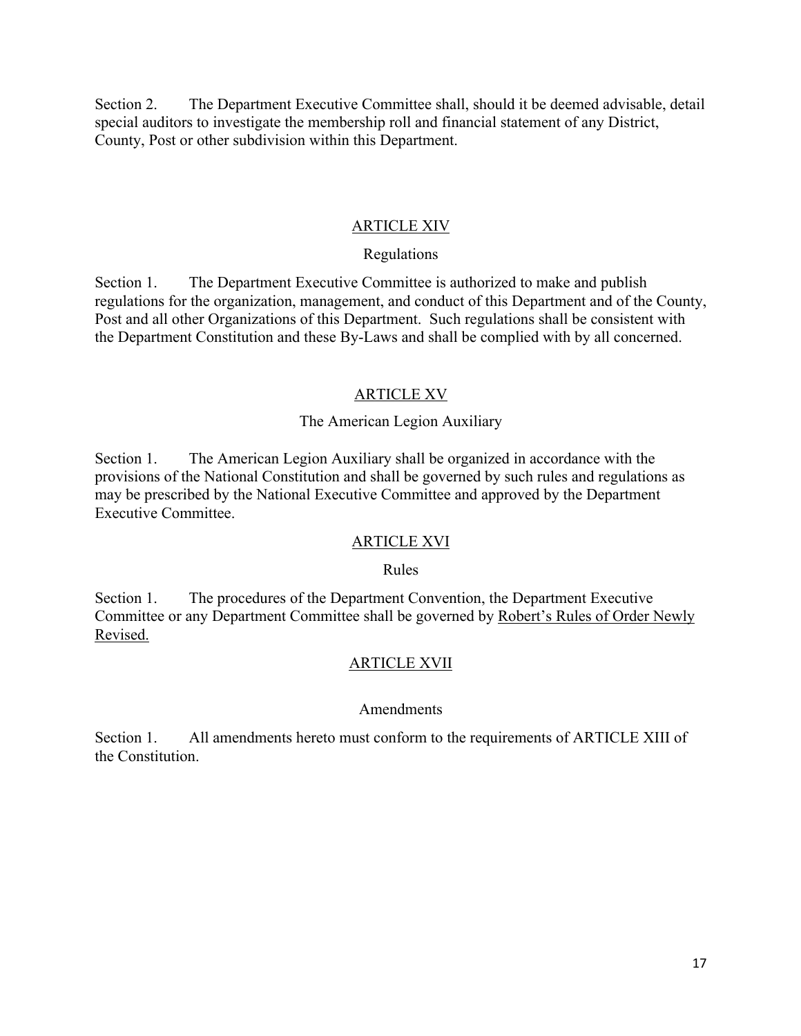Section 2. The Department Executive Committee shall, should it be deemed advisable, detail special auditors to investigate the membership roll and financial statement of any District, County, Post or other subdivision within this Department.

## ARTICLE XIV

### Regulations

Section 1. The Department Executive Committee is authorized to make and publish regulations for the organization, management, and conduct of this Department and of the County, Post and all other Organizations of this Department. Such regulations shall be consistent with the Department Constitution and these By-Laws and shall be complied with by all concerned.

## ARTICLE XV

### The American Legion Auxiliary

Section 1. The American Legion Auxiliary shall be organized in accordance with the provisions of the National Constitution and shall be governed by such rules and regulations as may be prescribed by the National Executive Committee and approved by the Department Executive Committee.

## ARTICLE XVI

### Rules

Section 1. The procedures of the Department Convention, the Department Executive Committee or any Department Committee shall be governed by Robert's Rules of Order Newly Revised.

## ARTICLE XVII

### Amendments

Section 1. All amendments hereto must conform to the requirements of ARTICLE XIII of the Constitution.